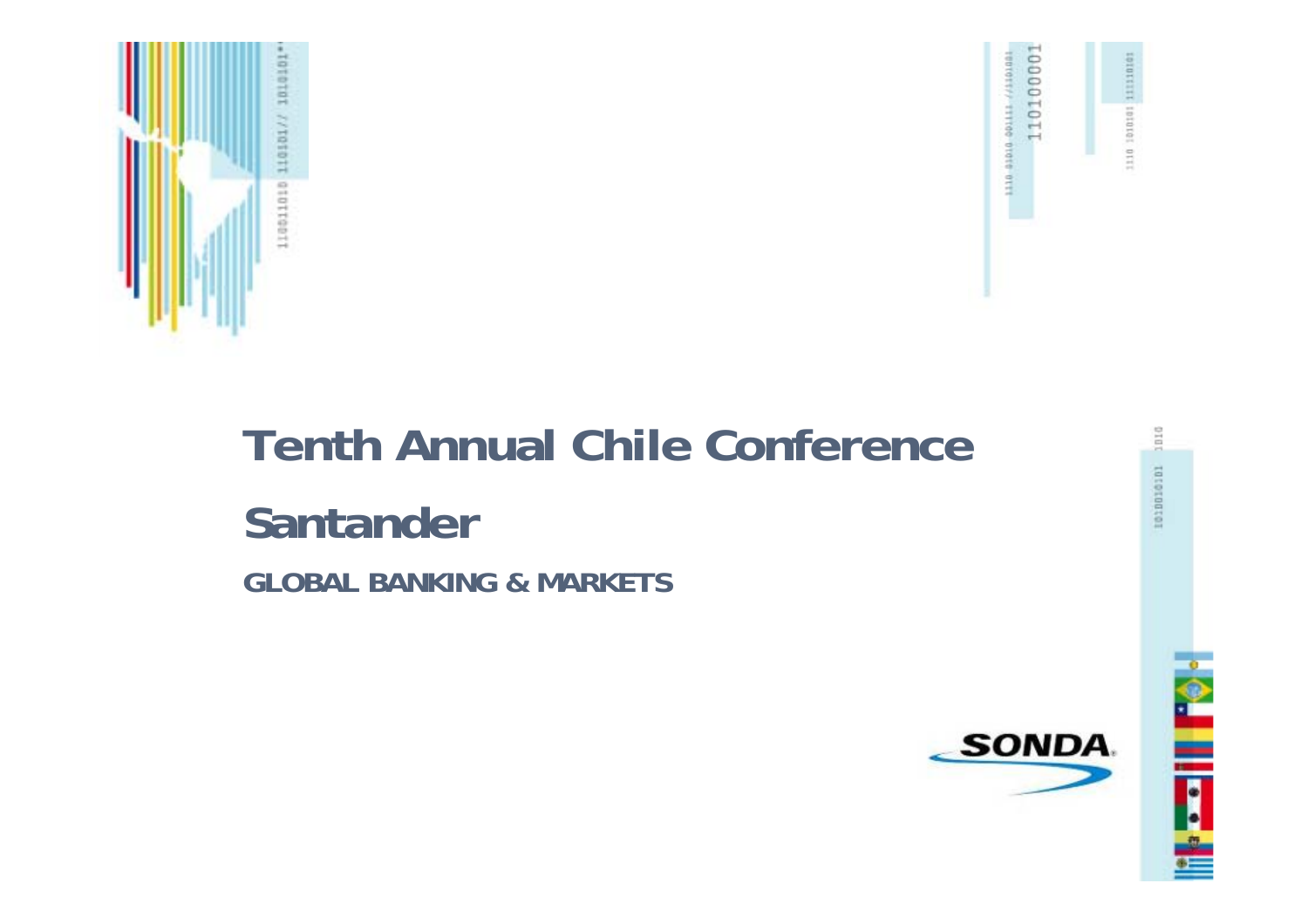# Tenth Annual Chile Conference

## Santander

**GLOBAL BANKING & MARKETS**

SONDA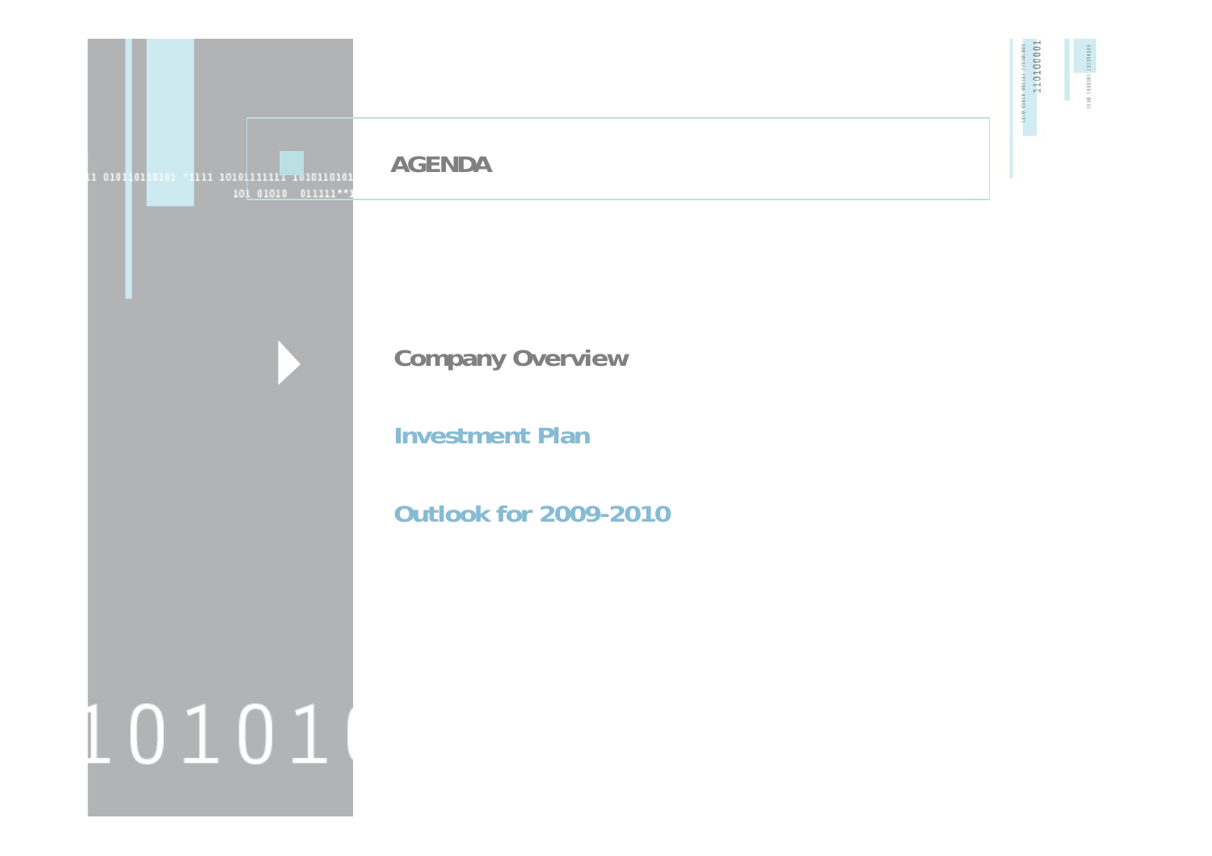## AGENDA

- **Company Overview**
- **Investment Plan**
- **Outlook for 2009-2010**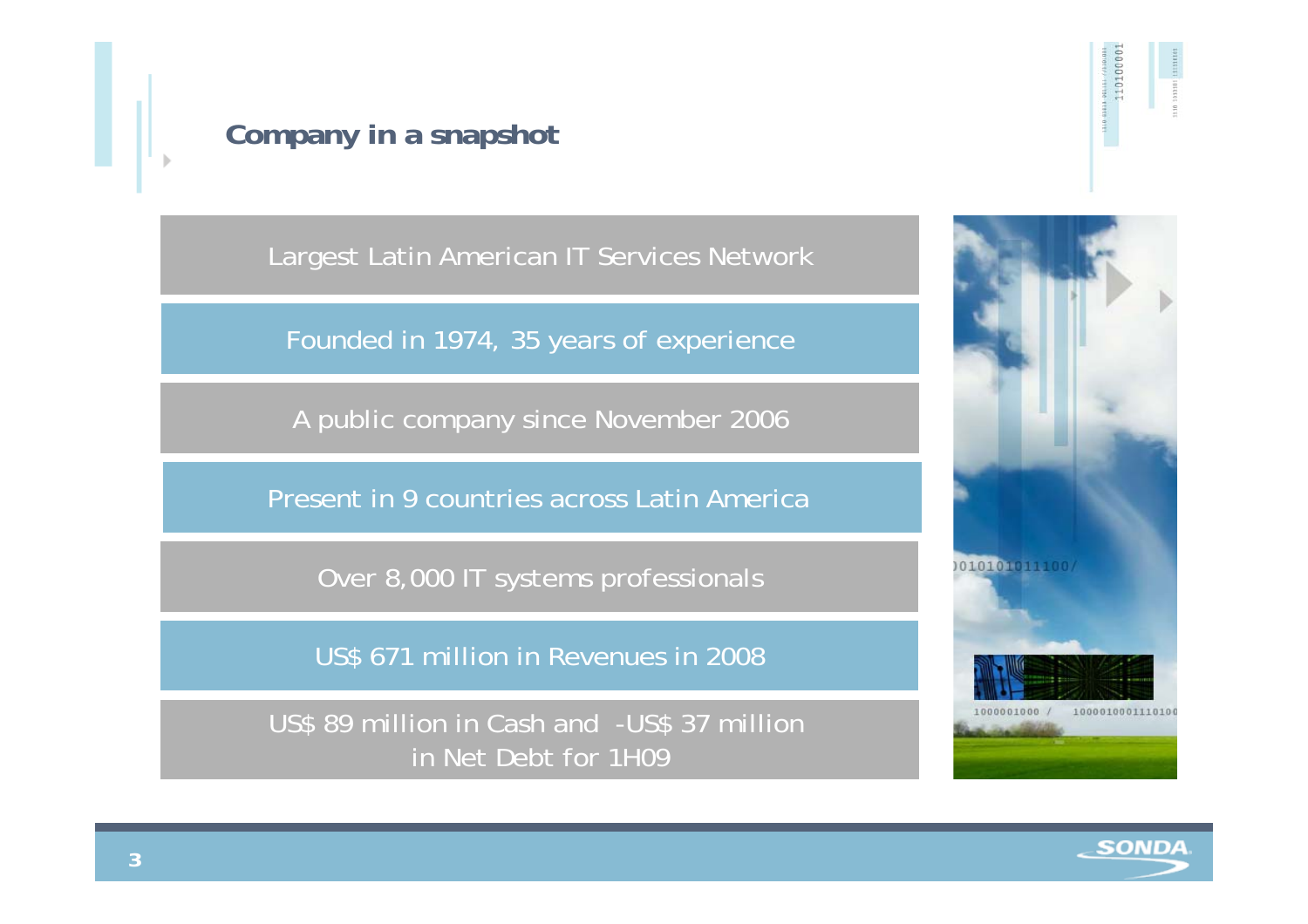## Company in a snapshot

- Largest Latin American IT Services Network
- Founded in 1974, 35 years of experience
- A public company since November 2006
- Present in 9 countries across Latin America
- Over 8,000 IT systems professionals
- US$ 671 million in Revenues in 2008
- US$ 89 million in Cash and -US$ 37 million in Net Debt for 1H09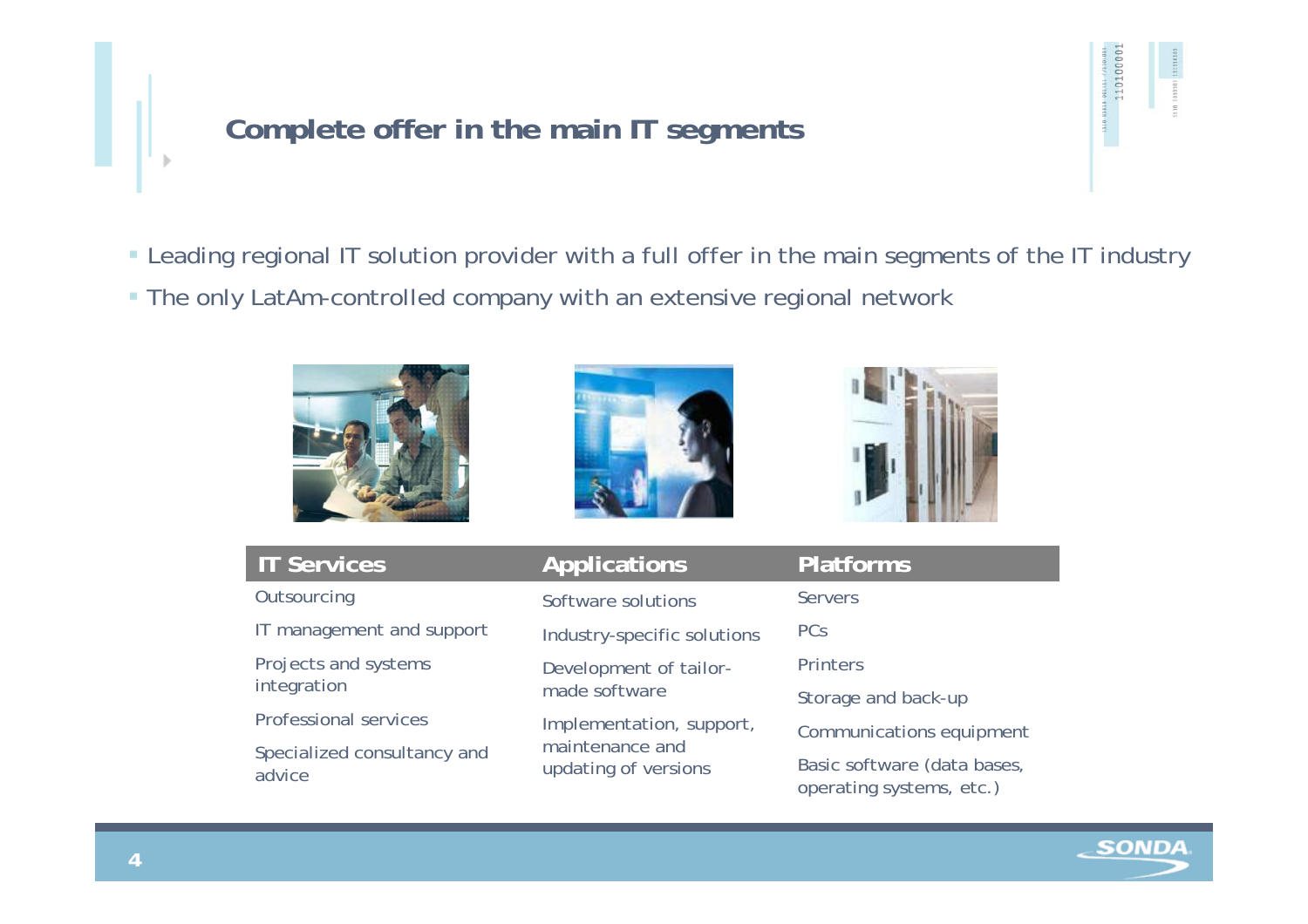# Complete offer in the main IT segments

- Leading regional IT solution provider with a full offer in the main segments of the IT industry
- The only LatAm-controlled company with an extensive regional network

| IT Services | Applications | Platforms |
|---|---|---|
| Outsourcing | Software solutions | Servers |
| IT management and support | Industry-specific solutions | PCs |
| Projects and systems integration | Development of tailor-made software | Printers |
| Professional services | Implementation, support, maintenance and updating of versions | Storage and back-up |
| Specialized consultancy and advice | | Communications equipment |
| | | Basic software (data bases, operating systems, etc.) |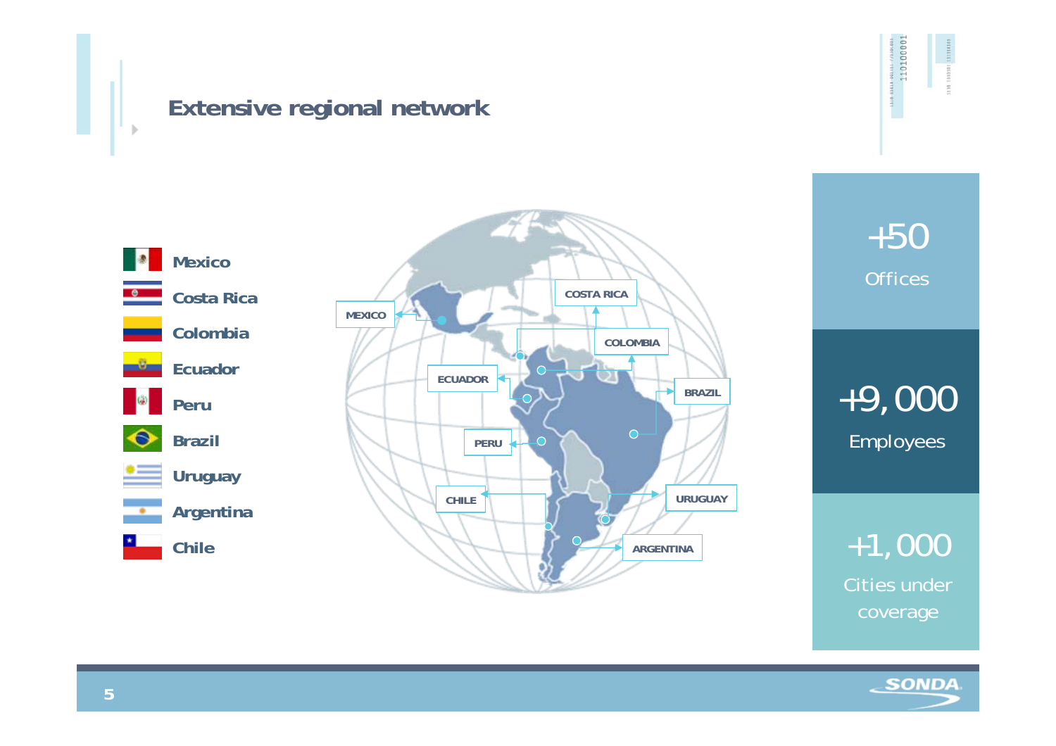# Extensive regional network

- Mexico
- Costa Rica
- Colombia
- Ecuador
- Peru
- Brazil
- Uruguay
- Argentina
- Chile

MEXICO, COSTA RICA, COLOMBIA, ECUADOR, PERU, BRAZIL, CHILE, URUGUAY, ARGENTINA

**+50**
Offices

**+9,000**
Employees

**+1,000**
Cities under coverage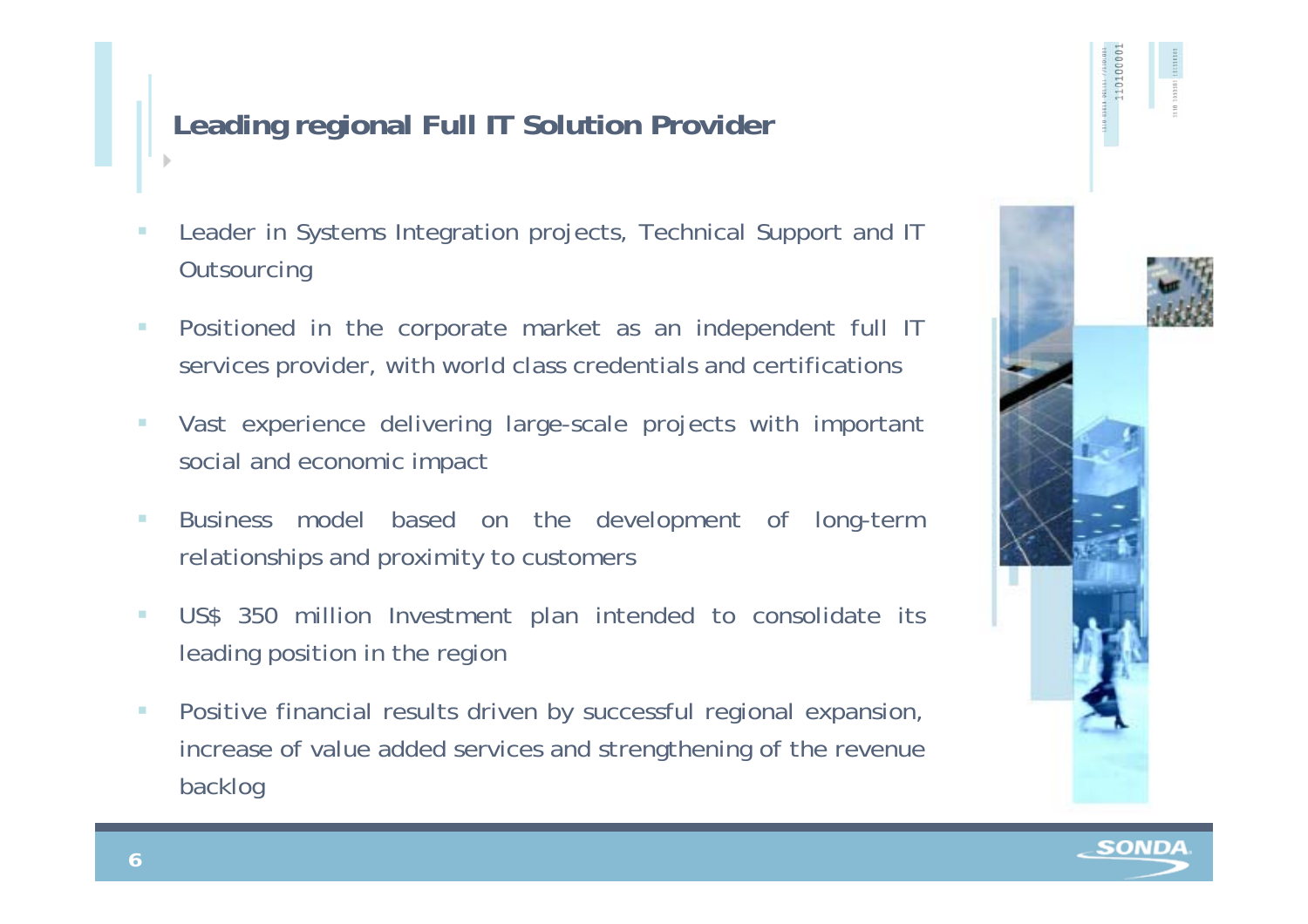# Leading regional Full IT Solution Provider

- Leader in Systems Integration projects, Technical Support and IT Outsourcing
- Positioned in the corporate market as an independent full IT services provider, with world class credentials and certifications
- Vast experience delivering large-scale projects with important social and economic impact
- Business model based on the development of long-term relationships and proximity to customers
- US$ 350 million Investment plan intended to consolidate its leading position in the region
- Positive financial results driven by successful regional expansion, increase of value added services and strengthening of the revenue backlog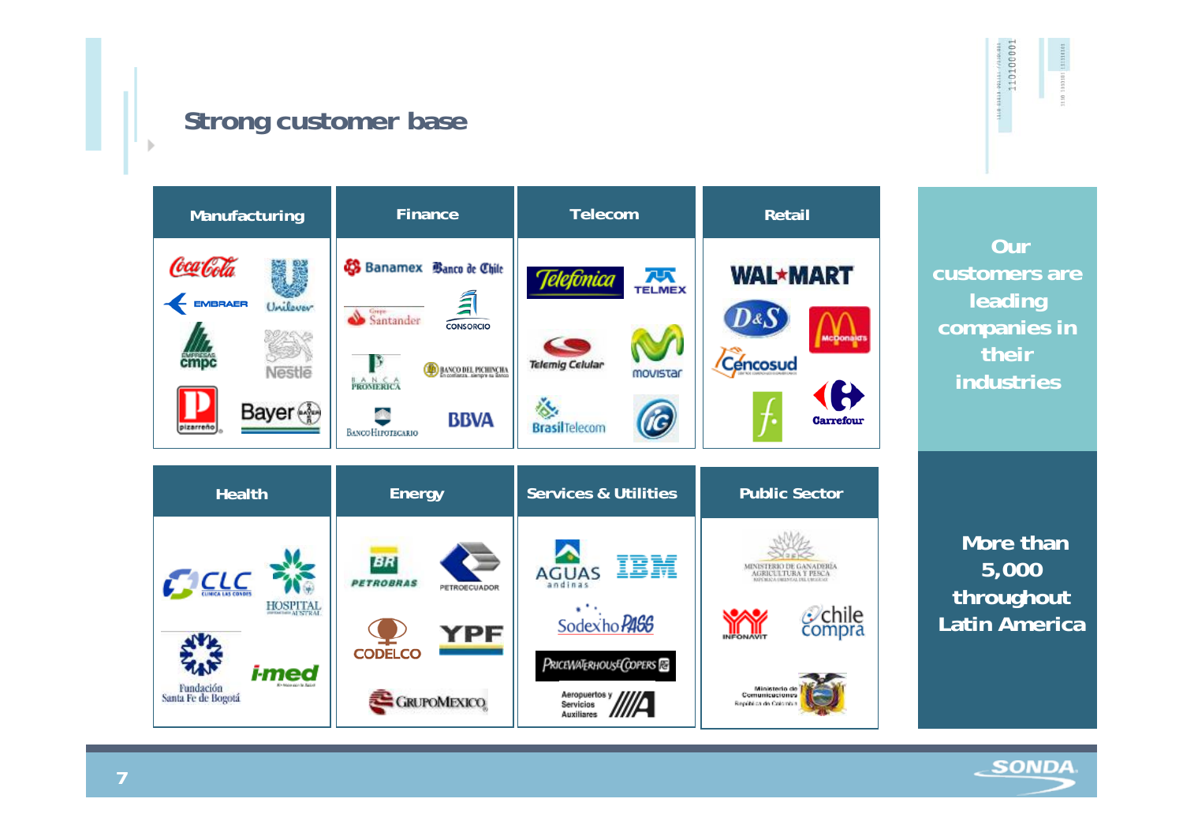## Strong customer base

| Manufacturing | Finance | Telecom | Retail |
|---|---|---|---|
| Coca-Cola, Unilever, Embraer, CMPC, Nestlé, Pizarreño, Bayer | Banamex, Banco de Chile, Santander, Consorcio, Banca Promerica, Banco del Pichincha, Banco Hipotecario, BBVA | Telefónica, Telmex, Telemig Celular, Movistar, Brasil Telecom, iG | Wal*Mart, D&S, McDonald's, Cencosud, Falabella, Carrefour |

| Health | Energy | Services & Utilities | Public Sector |
|---|---|---|---|
| CLC Clínica Las Condes, Hospital Austral, Fundación Santa Fe de Bogotá, i-med | Petrobras, Petroecuador, Codelco, YPF, Grupo Mexico | Aguas Andinas, IBM, Sodexho Pass, PricewaterhouseCoopers, Aeropuertos y Servicios Auxiliares | Ministerio de Ganadería Agricultura y Pesca, Infonavit, chilecompra, Ministerio de Comunicaciones República de Colombia |

**Our customers are leading companies in their industries**

**More than 5,000 throughout Latin America**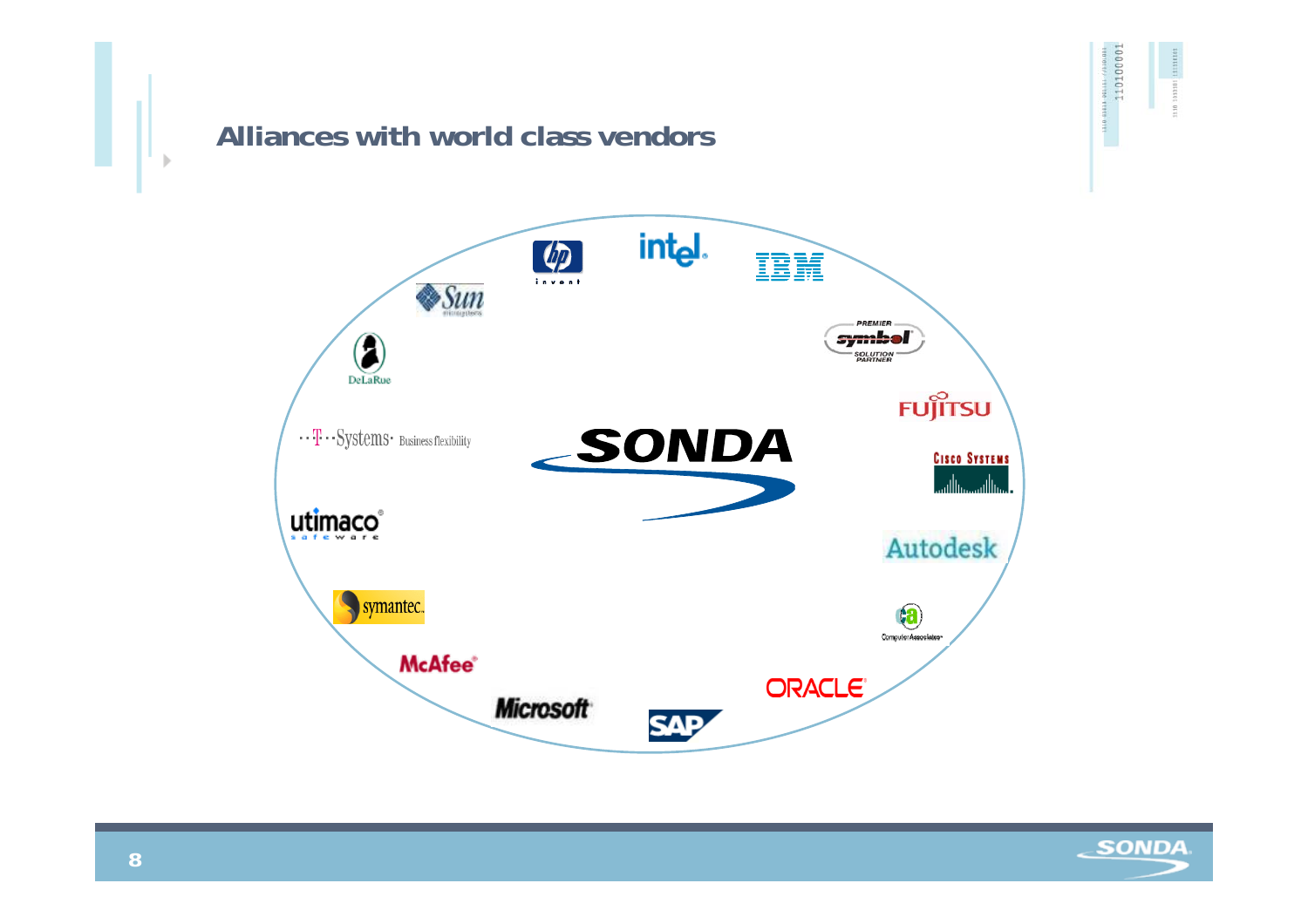## Alliances with world class vendors

SONDA

hp invent

intel

IBM

Sun microsystems

PREMIER symbol SOLUTION PARTNER

DeLaRue

FUJITSU

T-Systems Business flexibility

Cisco Systems

utimaco safeware

Autodesk

symantec.

Computer Associates

McAfee

ORACLE

Microsoft

SAP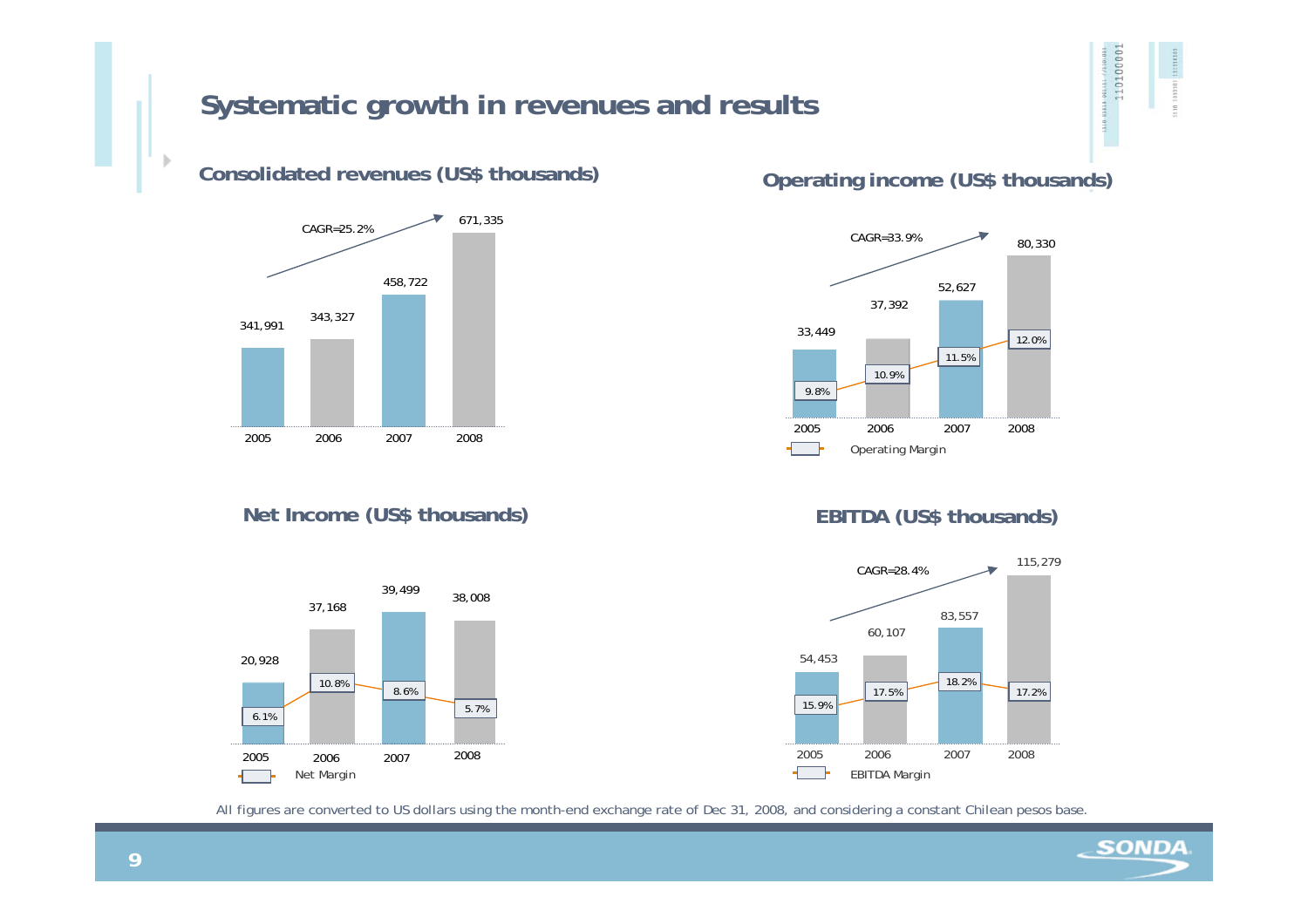# Systematic growth in revenues and results

## Consolidated revenues (US$ thousands)

CAGR=25.2%

| 2005 | 2006 | 2007 | 2008 |
|---|---|---|---|
| 341,991 | 343,327 | 458,722 | 671,335 |

## Operating income (US$ thousands)

CAGR=33.9%

| | 2005 | 2006 | 2007 | 2008 |
|---|---|---|---|---|
| Operating income | 33,449 | 37,392 | 52,627 | 80,330 |
| Operating Margin | 9.8% | 10.9% | 11.5% | 12.0% |

## Net Income (US$ thousands)

| | 2005 | 2006 | 2007 | 2008 |
|---|---|---|---|---|
| Net Income | 20,928 | 37,168 | 39,499 | 38,008 |
| Net Margin | 6.1% | 10.8% | 8.6% | 5.7% |

## EBITDA (US$ thousands)

CAGR=28.4%

| | 2005 | 2006 | 2007 | 2008 |
|---|---|---|---|---|
| EBITDA | 54,453 | 60,107 | 83,557 | 115,279 |
| EBITDA Margin | 15.9% | 17.5% | 18.2% | 17.2% |

All figures are converted to US dollars using the month-end exchange rate of Dec 31, 2008, and considering a constant Chilean pesos base.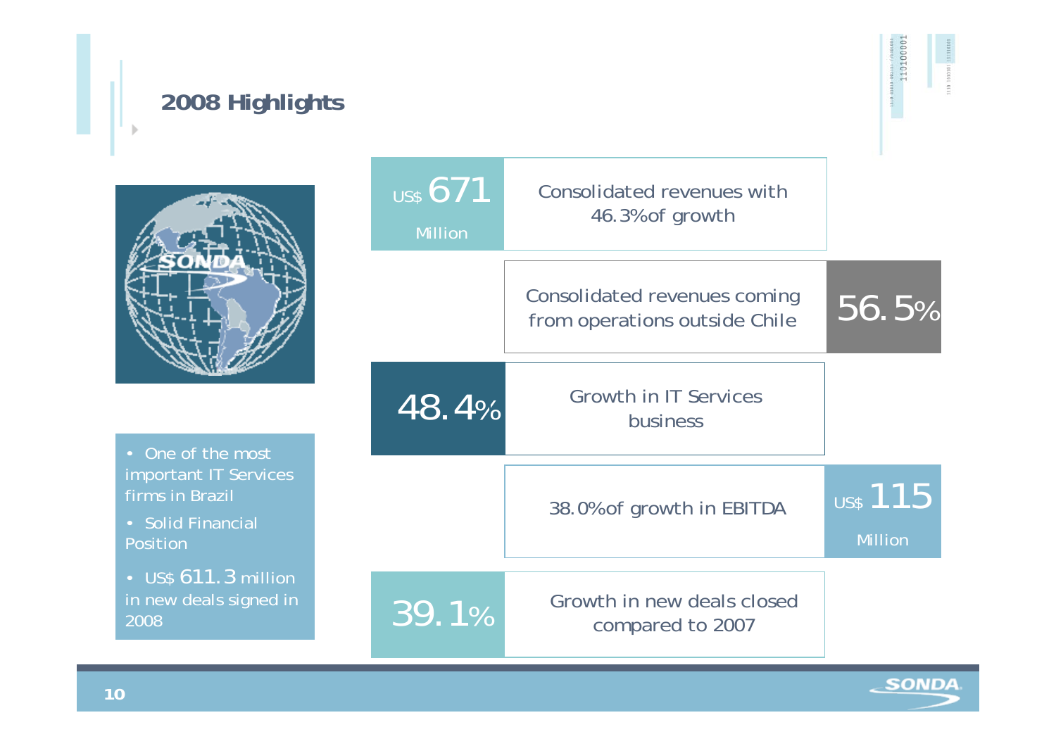# 2008 Highlights

- One of the most important IT Services firms in Brazil
- Solid Financial Position
- US$ 611.3 million in new deals signed in 2008

**US$ 671 Million** — Consolidated revenues with 46.3% of growth

**56.5%** — Consolidated revenues coming from operations outside Chile

**48.4%** — Growth in IT Services business

**US$ 115 Million** — 38.0% of growth in EBITDA

**39.1%** — Growth in new deals closed compared to 2007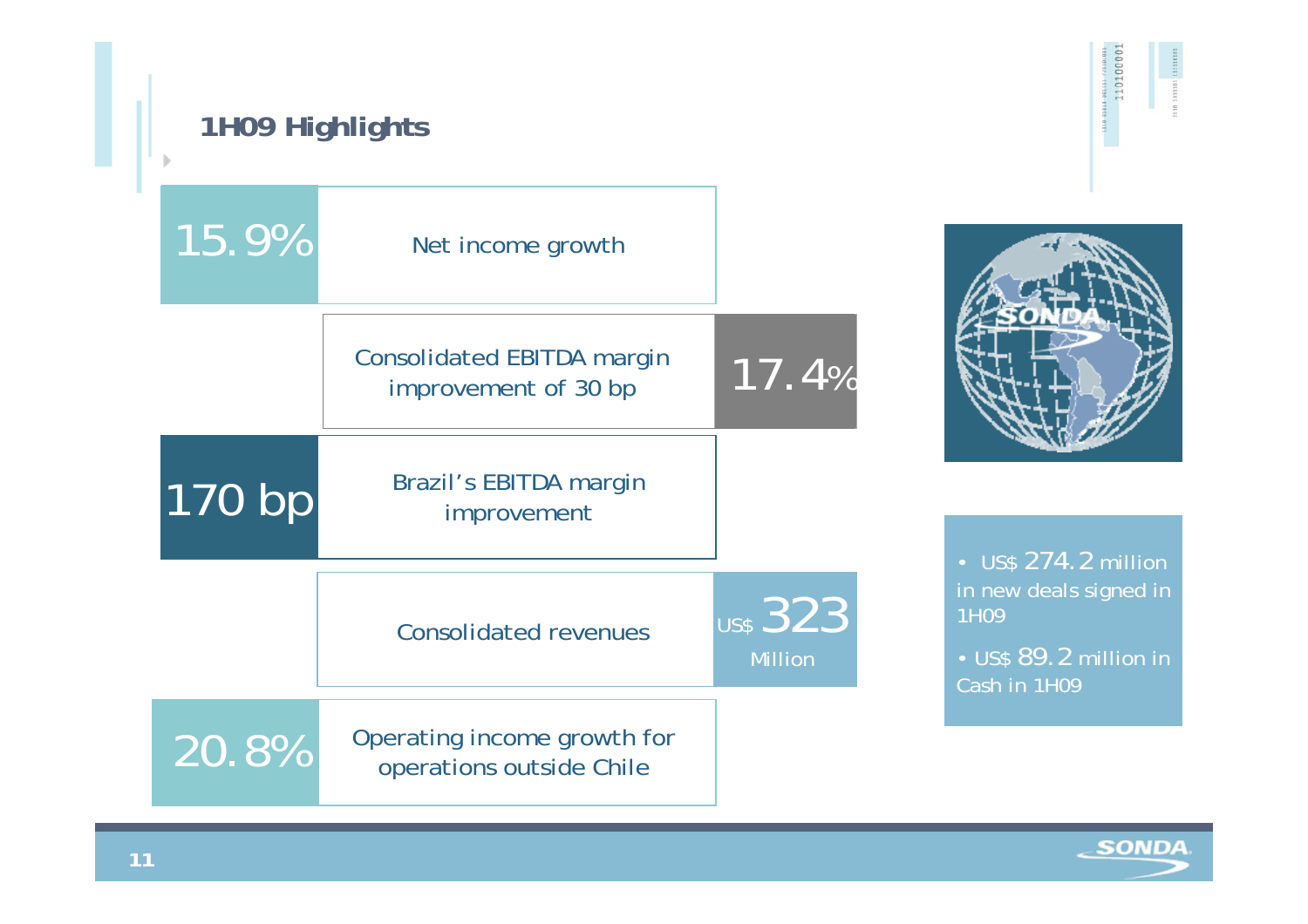## 1H09 Highlights

**15.9%** — Net income growth

Consolidated EBITDA margin improvement of 30 bp — **17.4%**

**170 bp** — Brazil's EBITDA margin improvement

Consolidated revenues — **US$ 323 Million**

**20.8%** — Operating income growth for operations outside Chile

- US$ 274.2 million in new deals signed in 1H09
- US$ 89.2 million in Cash in 1H09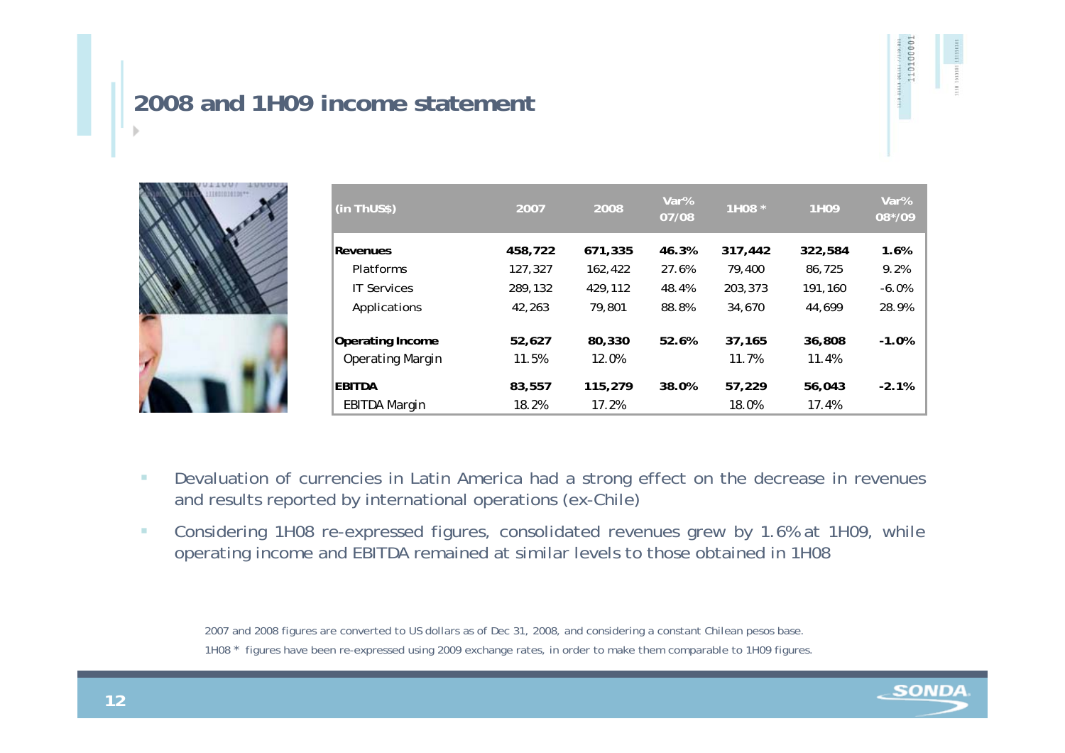# 2008 and 1H09 income statement

| (in ThUS$) | 2007 | 2008 | Var% 07/08 | 1H08 * | 1H09 | Var% 08*/09 |
|---|---|---|---|---|---|---|
| **Revenues** | **458,722** | **671,335** | **46.3%** | **317,442** | **322,584** | **1.6%** |
| Platforms | 127,327 | 162,422 | 27.6% | 79,400 | 86,725 | 9.2% |
| IT Services | 289,132 | 429,112 | 48.4% | 203,373 | 191,160 | -6.0% |
| Applications | 42,263 | 79,801 | 88.8% | 34,670 | 44,699 | 28.9% |
| **Operating Income** | **52,627** | **80,330** | **52.6%** | **37,165** | **36,808** | **-1.0%** |
| Operating Margin | 11.5% | 12.0% | | 11.7% | 11.4% | |
| **EBITDA** | **83,557** | **115,279** | **38.0%** | **57,229** | **56,043** | **-2.1%** |
| EBITDA Margin | 18.2% | 17.2% | | 18.0% | 17.4% | |

- Devaluation of currencies in Latin America had a strong effect on the decrease in revenues and results reported by international operations (ex-Chile)
- Considering 1H08 re-expressed figures, consolidated revenues grew by 1.6% at 1H09, while operating income and EBITDA remained at similar levels to those obtained in 1H08

2007 and 2008 figures are converted to US dollars as of Dec 31, 2008, and considering a constant Chilean pesos base.

1H08 * figures have been re-expressed using 2009 exchange rates, in order to make them comparable to 1H09 figures.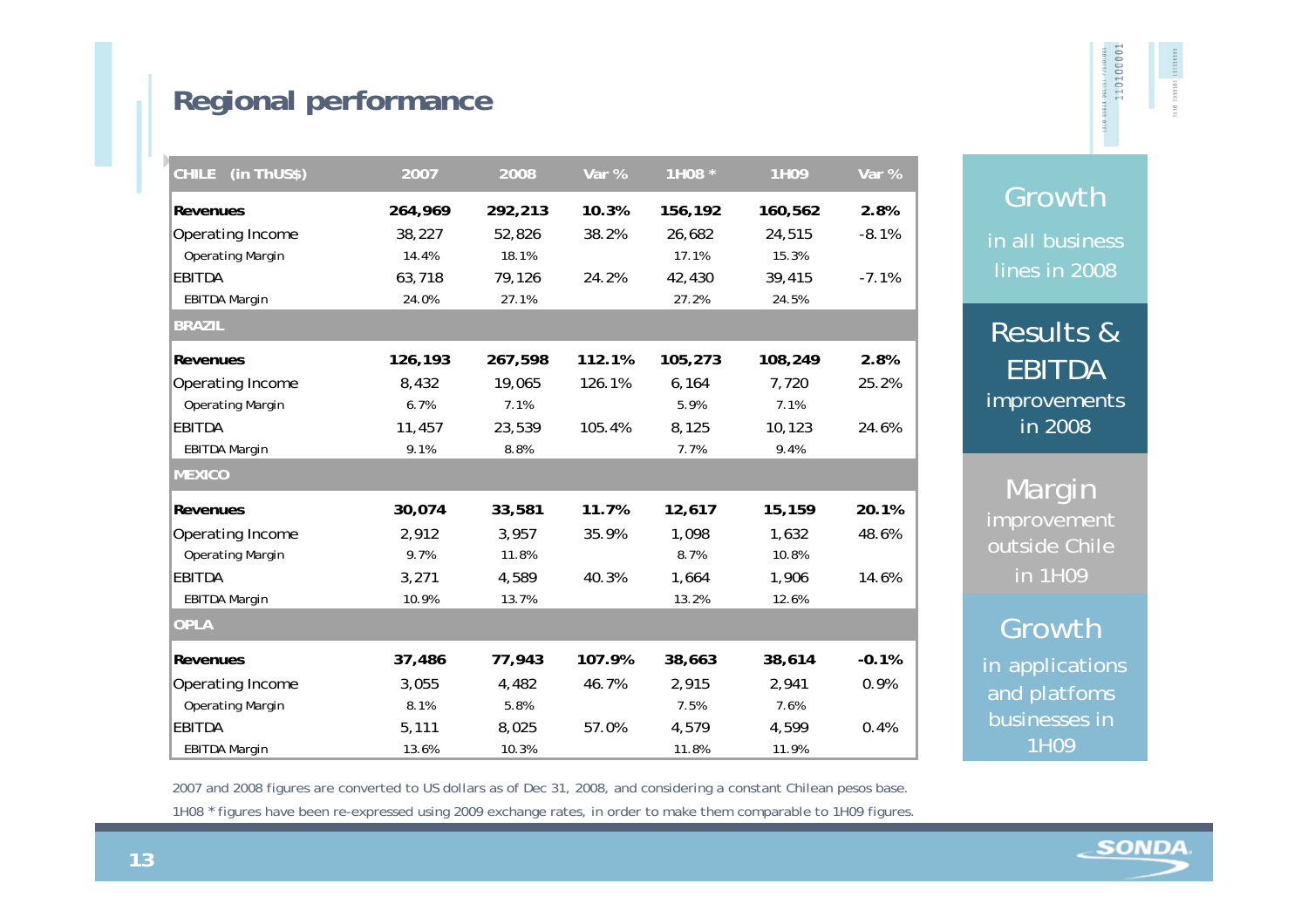## Regional performance

| CHILE (in ThUS$) | 2007 | 2008 | Var % | 1H08 * | 1H09 | Var % |
|---|---|---|---|---|---|---|
| **Revenues** | **264,969** | **292,213** | **10.3%** | **156,192** | **160,562** | **2.8%** |
| Operating Income | 38,227 | 52,826 | 38.2% | 26,682 | 24,515 | -8.1% |
| Operating Margin | 14.4% | 18.1% | | 17.1% | 15.3% | |
| EBITDA | 63,718 | 79,126 | 24.2% | 42,430 | 39,415 | -7.1% |
| EBITDA Margin | 24.0% | 27.1% | | 27.2% | 24.5% | |
| **BRAZIL** | | | | | | |
| **Revenues** | **126,193** | **267,598** | **112.1%** | **105,273** | **108,249** | **2.8%** |
| Operating Income | 8,432 | 19,065 | 126.1% | 6,164 | 7,720 | 25.2% |
| Operating Margin | 6.7% | 7.1% | | 5.9% | 7.1% | |
| EBITDA | 11,457 | 23,539 | 105.4% | 8,125 | 10,123 | 24.6% |
| EBITDA Margin | 9.1% | 8.8% | | 7.7% | 9.4% | |
| **MEXICO** | | | | | | |
| **Revenues** | **30,074** | **33,581** | **11.7%** | **12,617** | **15,159** | **20.1%** |
| Operating Income | 2,912 | 3,957 | 35.9% | 1,098 | 1,632 | 48.6% |
| Operating Margin | 9.7% | 11.8% | | 8.7% | 10.8% | |
| EBITDA | 3,271 | 4,589 | 40.3% | 1,664 | 1,906 | 14.6% |
| EBITDA Margin | 10.9% | 13.7% | | 13.2% | 12.6% | |
| **OPLA** | | | | | | |
| **Revenues** | **37,486** | **77,943** | **107.9%** | **38,663** | **38,614** | **-0.1%** |
| Operating Income | 3,055 | 4,482 | 46.7% | 2,915 | 2,941 | 0.9% |
| Operating Margin | 8.1% | 5.8% | | 7.5% | 7.6% | |
| EBITDA | 5,111 | 8,025 | 57.0% | 4,579 | 4,599 | 0.4% |
| EBITDA Margin | 13.6% | 10.3% | | 11.8% | 11.9% | |

2007 and 2008 figures are converted to US dollars as of Dec 31, 2008, and considering a constant Chilean pesos base.

1H08 * figures have been re-expressed using 2009 exchange rates, in order to make them comparable to 1H09 figures.

**Growth** in all business lines in 2008

**Results & EBITDA** improvements in 2008

**Margin** improvement outside Chile in 1H09

**Growth** in applications and platfoms businesses in 1H09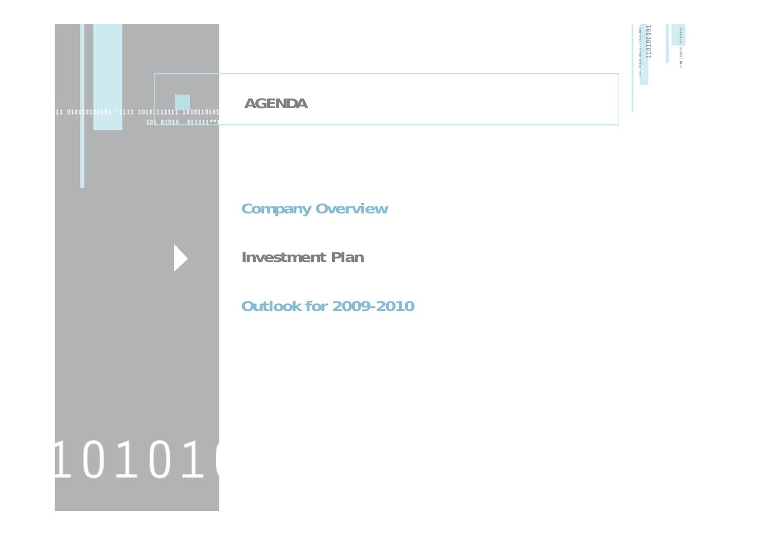## AGENDA

Company Overview

**Investment Plan**

Outlook for 2009-2010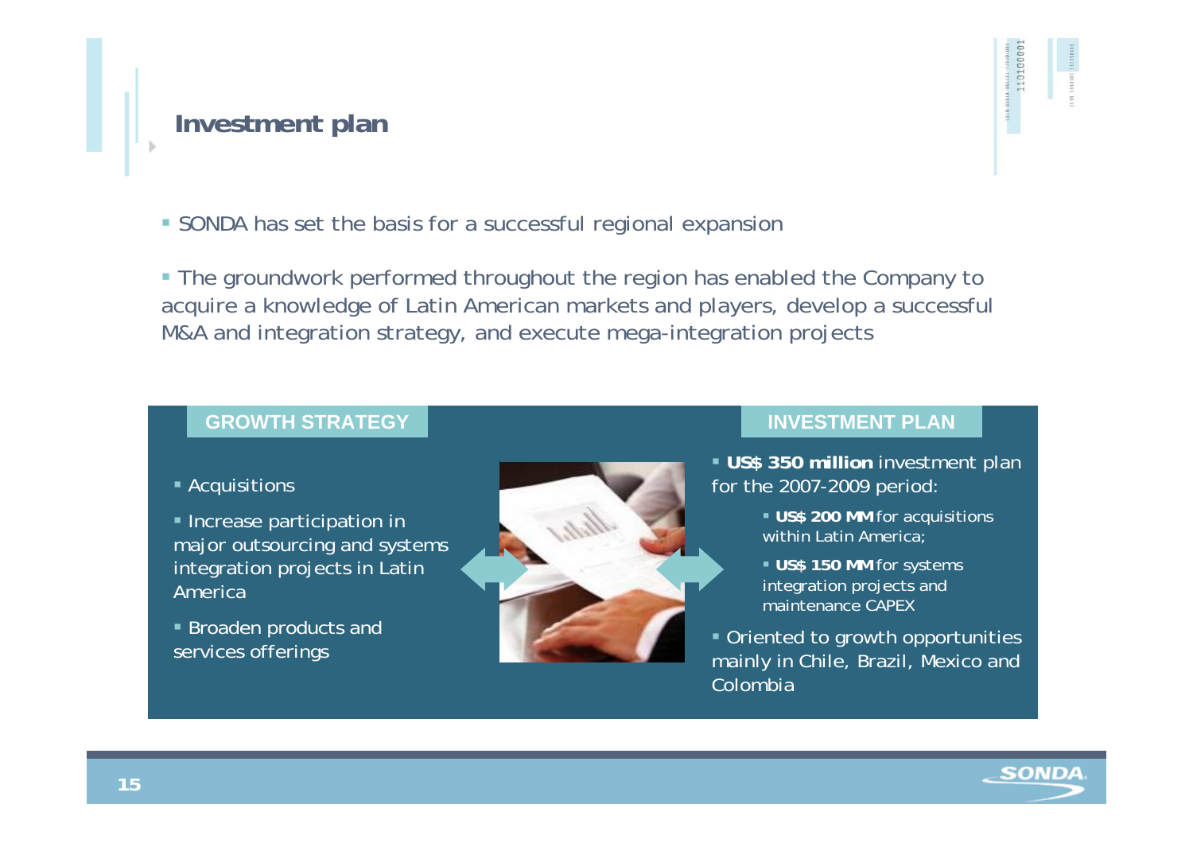# Investment plan

- SONDA has set the basis for a successful regional expansion

- The groundwork performed throughout the region has enabled the Company to acquire a knowledge of Latin American markets and players, develop a successful M&A and integration strategy, and execute mega-integration projects

## GROWTH STRATEGY

- Acquisitions
- Increase participation in major outsourcing and systems integration projects in Latin America
- Broaden products and services offerings

## INVESTMENT PLAN

- **US$ 350 million** investment plan for the 2007-2009 period:
  - **US$ 200 MM** for acquisitions within Latin America;
  - **US$ 150 MM** for systems integration projects and maintenance CAPEX
- Oriented to growth opportunities mainly in Chile, Brazil, Mexico and Colombia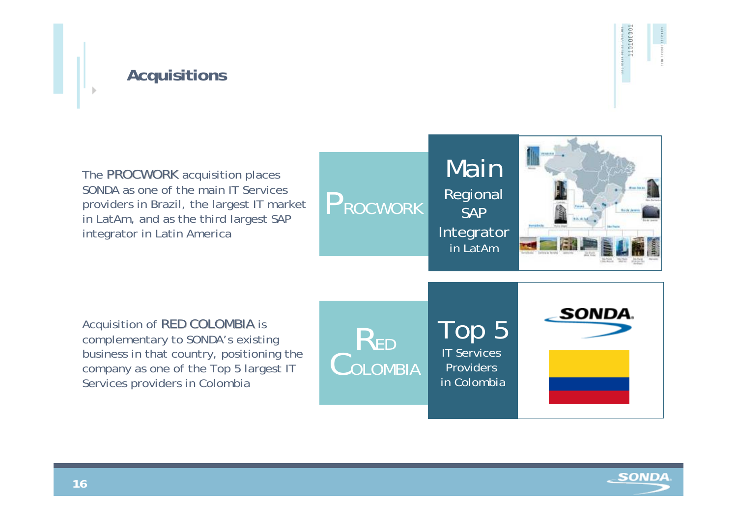# Acquisitions

The PROCWORK acquisition places SONDA as one of the main IT Services providers in Brazil, the largest IT market in LatAm, and as the third largest SAP integrator in Latin America

**PROCWORK**

**Main** Regional SAP Integrator in LatAm

Acquisition of RED COLOMBIA is complementary to SONDA's existing business in that country, positioning the company as one of the Top 5 largest IT Services providers in Colombia

**RED COLOMBIA**

**Top 5** IT Services Providers in Colombia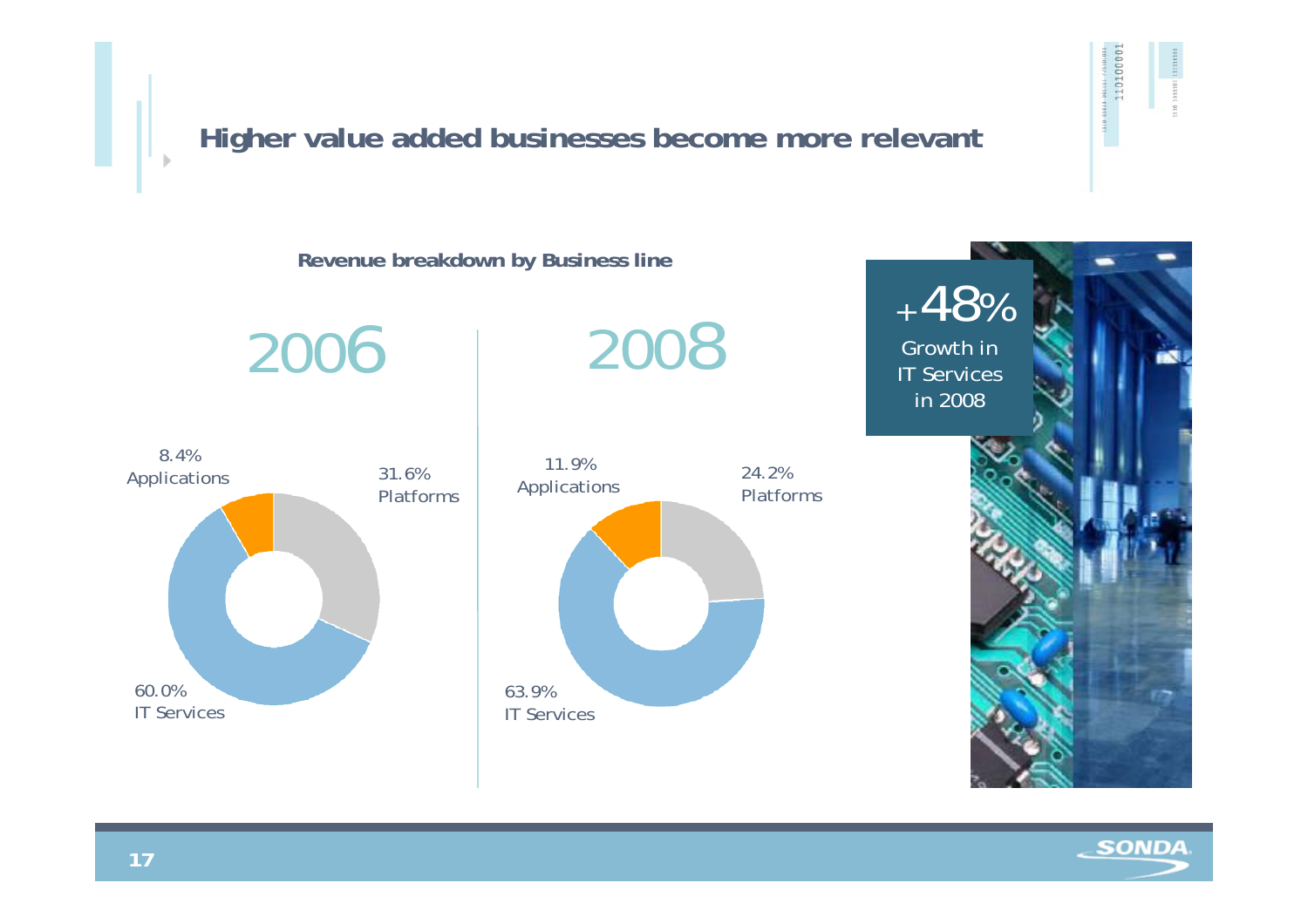# Higher value added businesses become more relevant

**Revenue breakdown by Business line**

| Business line | 2006 | 2008 |
| --- | --- | --- |
| Applications | 8.4% | 11.9% |
| Platforms | 31.6% | 24.2% |
| IT Services | 60.0% | 63.9% |

+48%
Growth in IT Services in 2008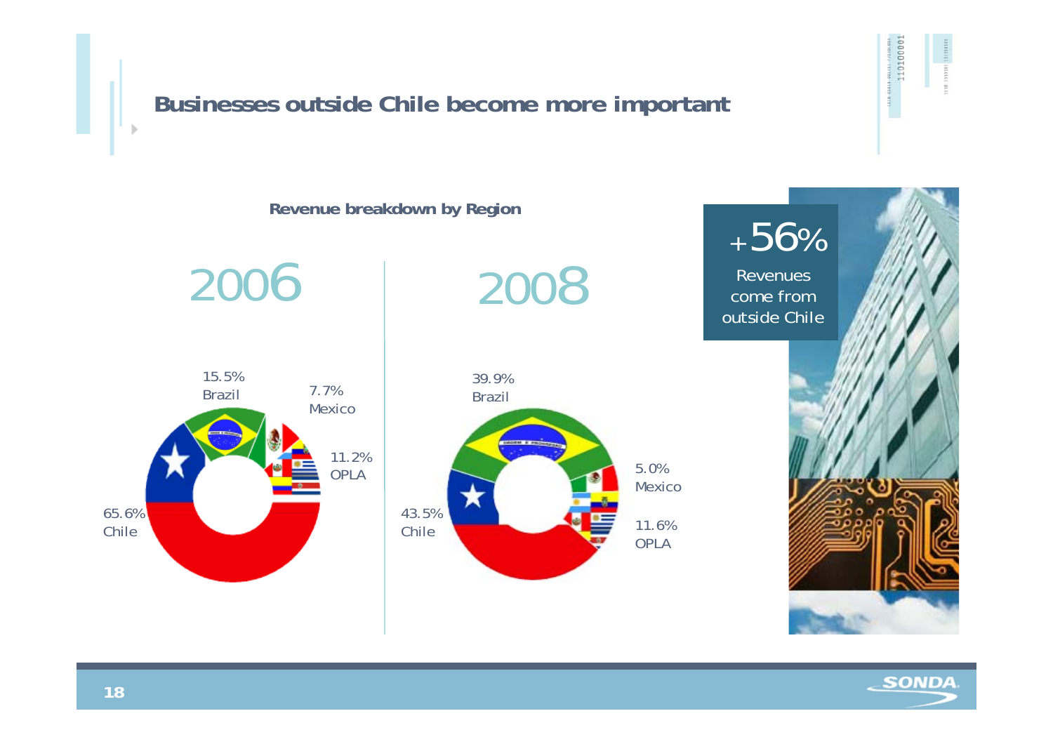## Businesses outside Chile become more important

**Revenue breakdown by Region**

**2006**

15.5% Brazil

7.7% Mexico

11.2% OPLA

65.6% Chile

**2008**

39.9% Brazil

5.0% Mexico

11.6% OPLA

43.5% Chile

+56%

Revenues come from outside Chile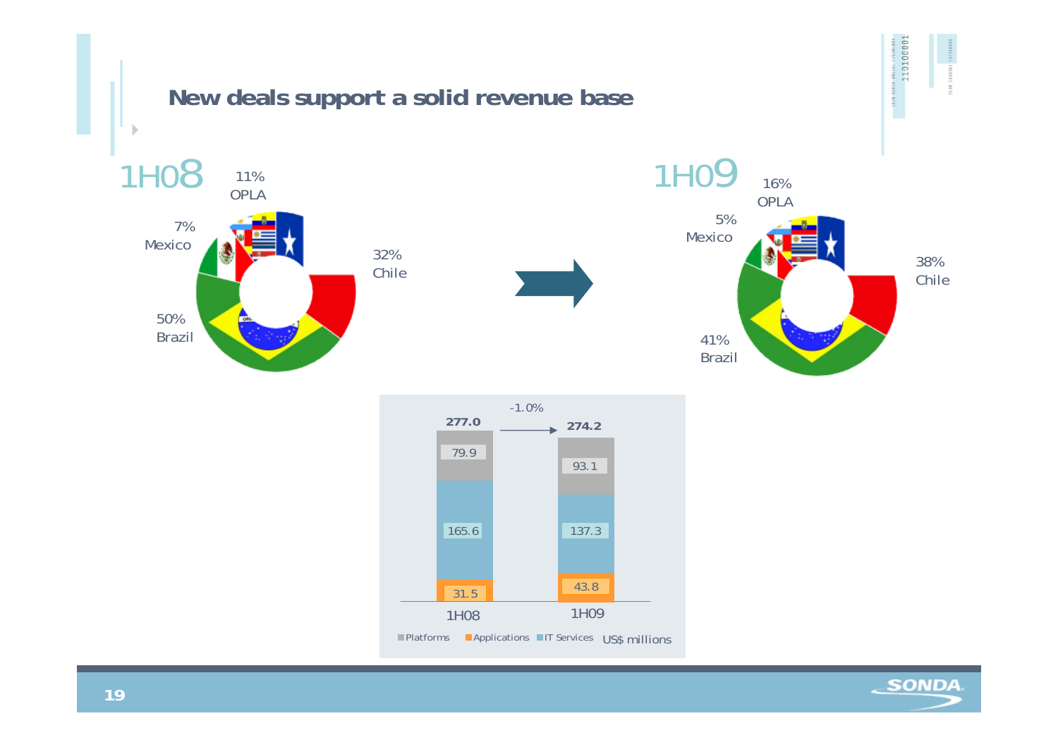# New deals support a solid revenue base

**1H08**

| Region | Share |
|---|---|
| OPLA | 11% |
| Mexico | 7% |
| Brazil | 50% |
| Chile | 32% |

**1H09**

| Region | Share |
|---|---|
| OPLA | 16% |
| Mexico | 5% |
| Brazil | 41% |
| Chile | 38% |

US$ millions

| | 1H08 | 1H09 |
|---|---|---|
| Platforms | 79.9 | 93.1 |
| IT Services | 165.6 | 137.3 |
| Applications | 31.5 | 43.8 |
| **Total** | **277.0** | **274.2** |

-1.0%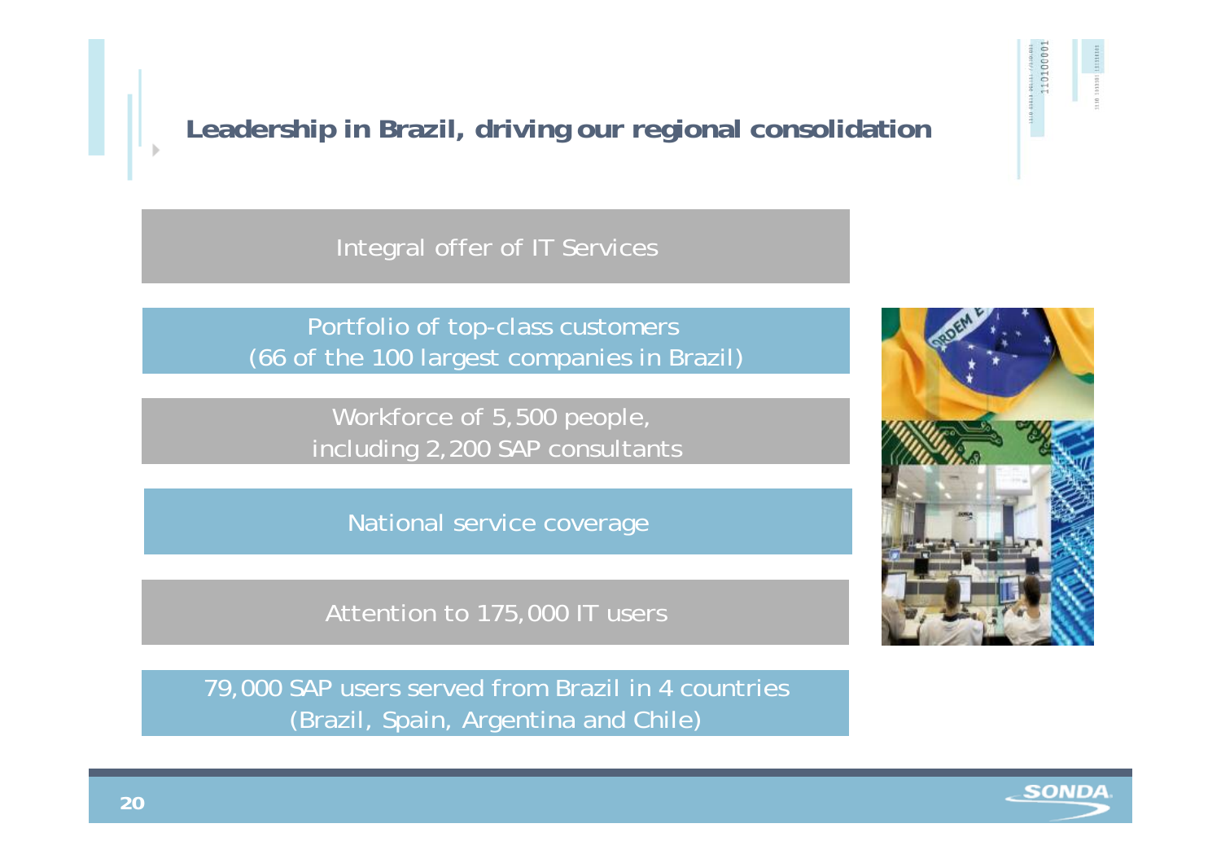## Leadership in Brazil, driving our regional consolidation

Integral offer of IT Services

Portfolio of top-class customers
(66 of the 100 largest companies in Brazil)

Workforce of 5,500 people,
including 2,200 SAP consultants

National service coverage

Attention to 175,000 IT users

79,000 SAP users served from Brazil in 4 countries
(Brazil, Spain, Argentina and Chile)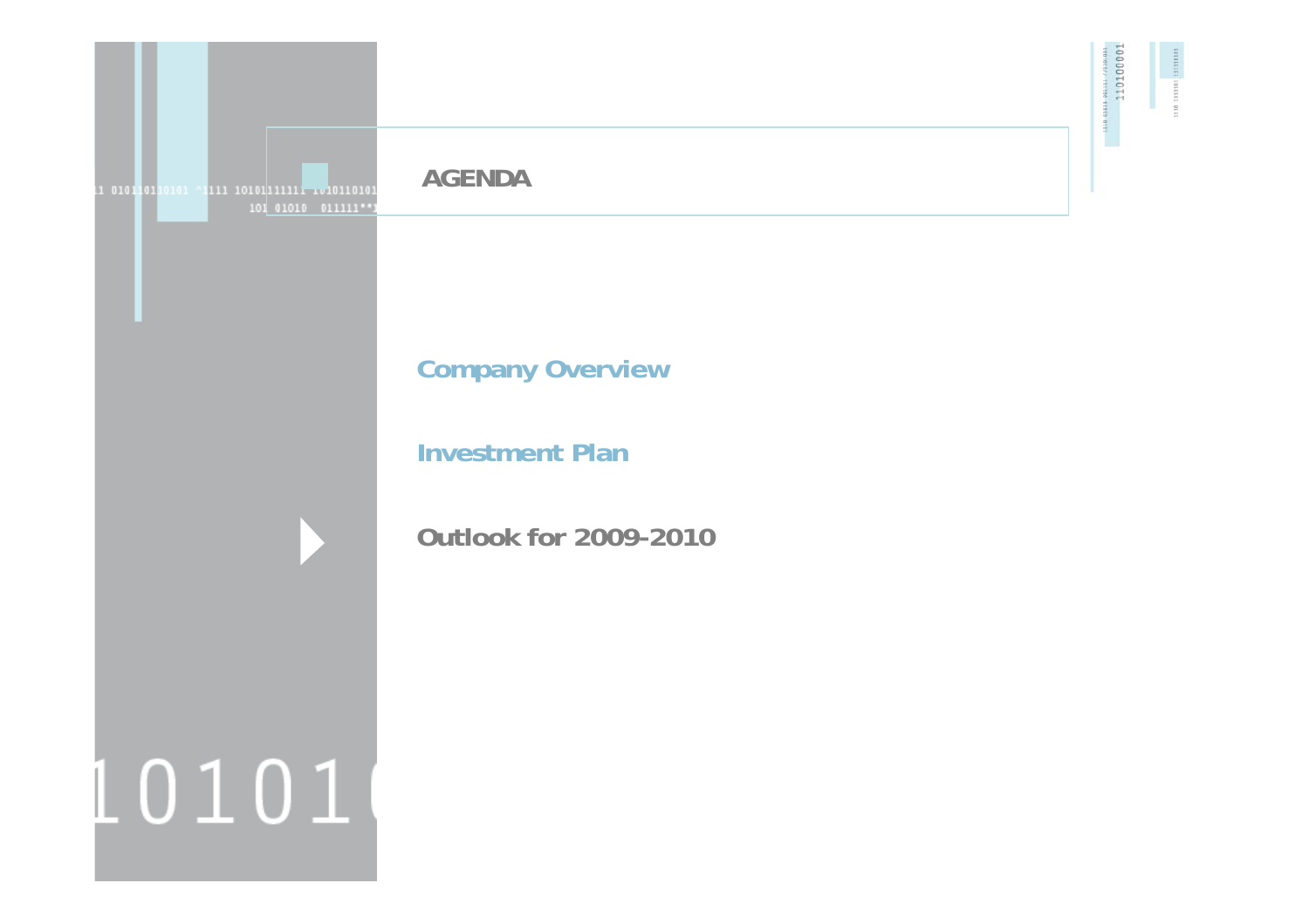# AGENDA

Company Overview

Investment Plan

**Outlook for 2009-2010**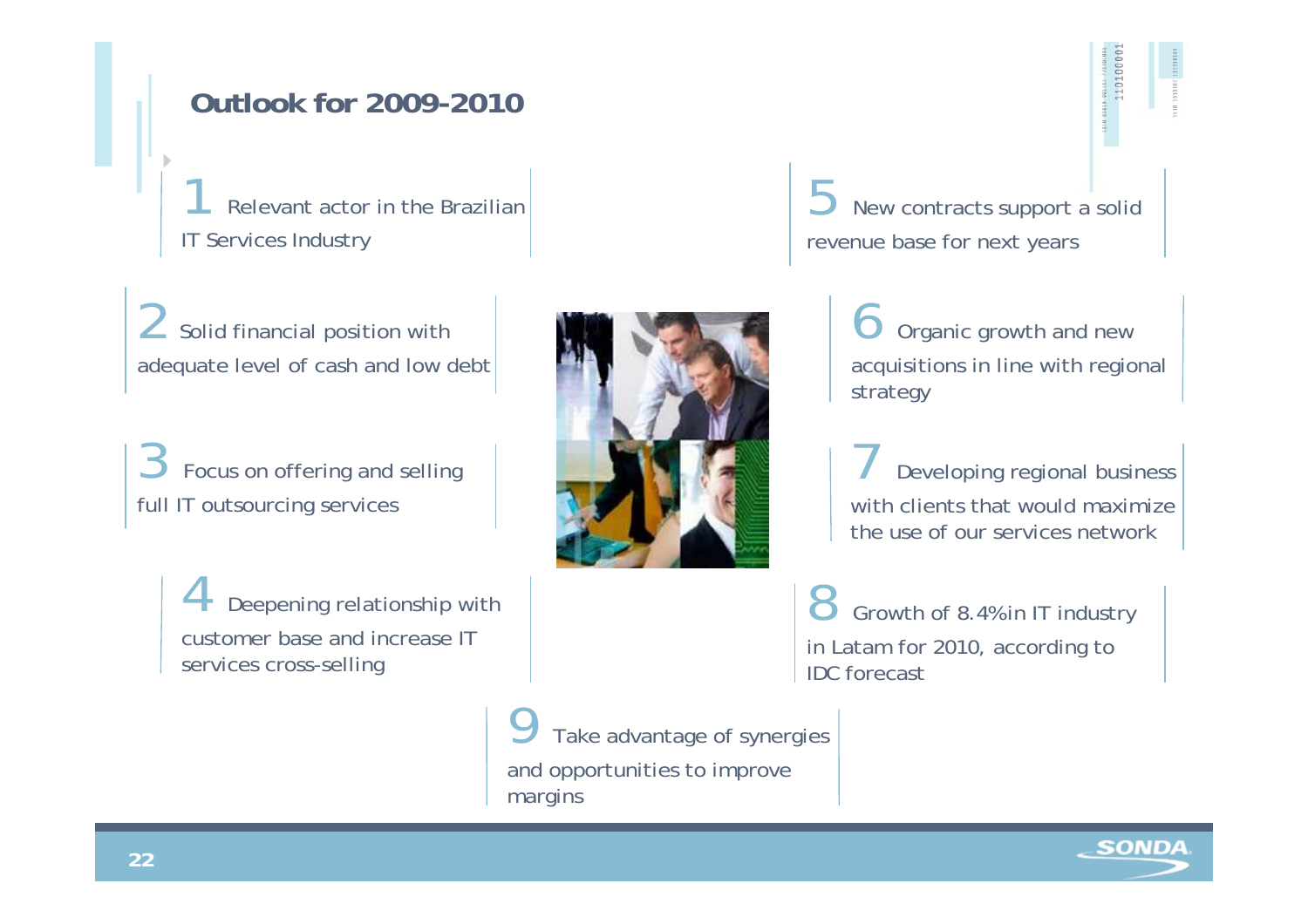## Outlook for 2009-2010

1. Relevant actor in the Brazilian IT Services Industry
2. Solid financial position with adequate level of cash and low debt
3. Focus on offering and selling full IT outsourcing services
4. Deepening relationship with customer base and increase IT services cross-selling
5. New contracts support a solid revenue base for next years
6. Organic growth and new acquisitions in line with regional strategy
7. Developing regional business with clients that would maximize the use of our services network
8. Growth of 8.4% in IT industry in Latam for 2010, according to IDC forecast
9. Take advantage of synergies and opportunities to improve margins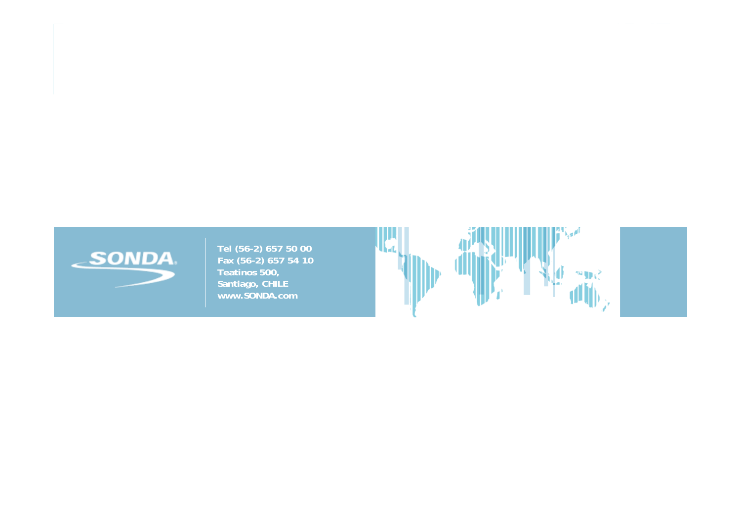SONDA

Tel (56-2) 657 50 00
Fax (56-2) 657 54 10
Teatinos 500,
Santiago, CHILE
www.SONDA.com